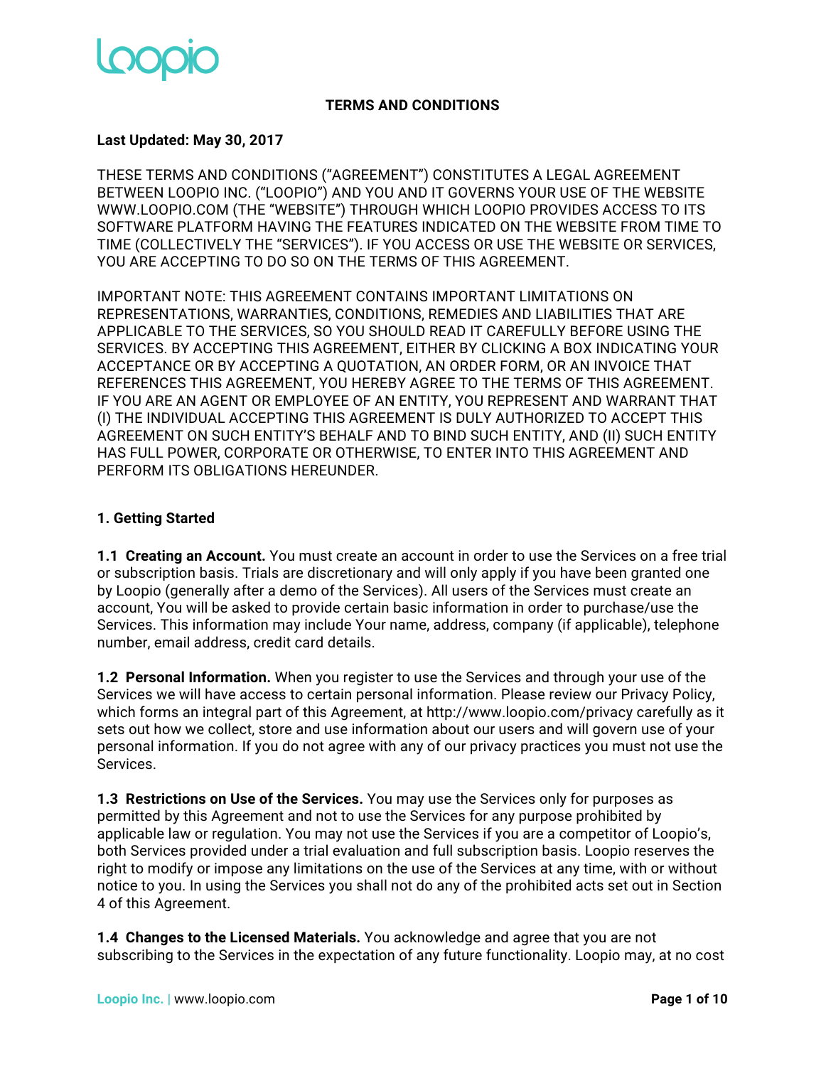# TERMS AND CONDITIONS

**Last Updated: May 30, 2017**

THESE TERMS AND CONDITIONS ("AGREEMENT") CONSTITUTES A LEGAL AGREEMENT BETWEEN LOOPIO INC. ("LOOPIO") AND YOU AND IT GOVERNS YOUR USE OF THE WEBSITE WWW.LOOPIO.COM (THE "WEBSITE") THROUGH WHICH LOOPIO PROVIDES ACCESS TO ITS SOFTWARE PLATFORM HAVING THE FEATURES INDICATED ON THE WEBSITE FROM TIME TO TIME (COLLECTIVELY THE "SERVICES"). IF YOU ACCESS OR USE THE WEBSITE OR SERVICES, YOU ARE ACCEPTING TO DO SO ON THE TERMS OF THIS AGREEMENT.

IMPORTANT NOTE: THIS AGREEMENT CONTAINS IMPORTANT LIMITATIONS ON REPRESENTATIONS, WARRANTIES, CONDITIONS, REMEDIES AND LIABILITIES THAT ARE APPLICABLE TO THE SERVICES, SO YOU SHOULD READ IT CAREFULLY BEFORE USING THE SERVICES. BY ACCEPTING THIS AGREEMENT, EITHER BY CLICKING A BOX INDICATING YOUR ACCEPTANCE OR BY ACCEPTING A QUOTATION, AN ORDER FORM, OR AN INVOICE THAT REFERENCES THIS AGREEMENT, YOU HEREBY AGREE TO THE TERMS OF THIS AGREEMENT. IF YOU ARE AN AGENT OR EMPLOYEE OF AN ENTITY, YOU REPRESENT AND WARRANT THAT (I) THE INDIVIDUAL ACCEPTING THIS AGREEMENT IS DULY AUTHORIZED TO ACCEPT THIS AGREEMENT ON SUCH ENTITY'S BEHALF AND TO BIND SUCH ENTITY, AND (II) SUCH ENTITY HAS FULL POWER, CORPORATE OR OTHERWISE, TO ENTER INTO THIS AGREEMENT AND PERFORM ITS OBLIGATIONS HEREUNDER.

## 1. Getting Started

**1.1 Creating an Account.** You must create an account in order to use the Services on a free trial or subscription basis. Trials are discretionary and will only apply if you have been granted one by Loopio (generally after a demo of the Services). All users of the Services must create an account, You will be asked to provide certain basic information in order to purchase/use the Services. This information may include Your name, address, company (if applicable), telephone number, email address, credit card details.

**1.2 Personal Information.** When you register to use the Services and through your use of the Services we will have access to certain personal information. Please review our Privacy Policy, which forms an integral part of this Agreement, at http://www.loopio.com/privacy carefully as it sets out how we collect, store and use information about our users and will govern use of your personal information. If you do not agree with any of our privacy practices you must not use the Services.

**1.3 Restrictions on Use of the Services.** You may use the Services only for purposes as permitted by this Agreement and not to use the Services for any purpose prohibited by applicable law or regulation. You may not use the Services if you are a competitor of Loopio's, both Services provided under a trial evaluation and full subscription basis. Loopio reserves the right to modify or impose any limitations on the use of the Services at any time, with or without notice to you. In using the Services you shall not do any of the prohibited acts set out in Section 4 of this Agreement.

**1.4 Changes to the Licensed Materials.** You acknowledge and agree that you are not subscribing to the Services in the expectation of any future functionality. Loopio may, at no cost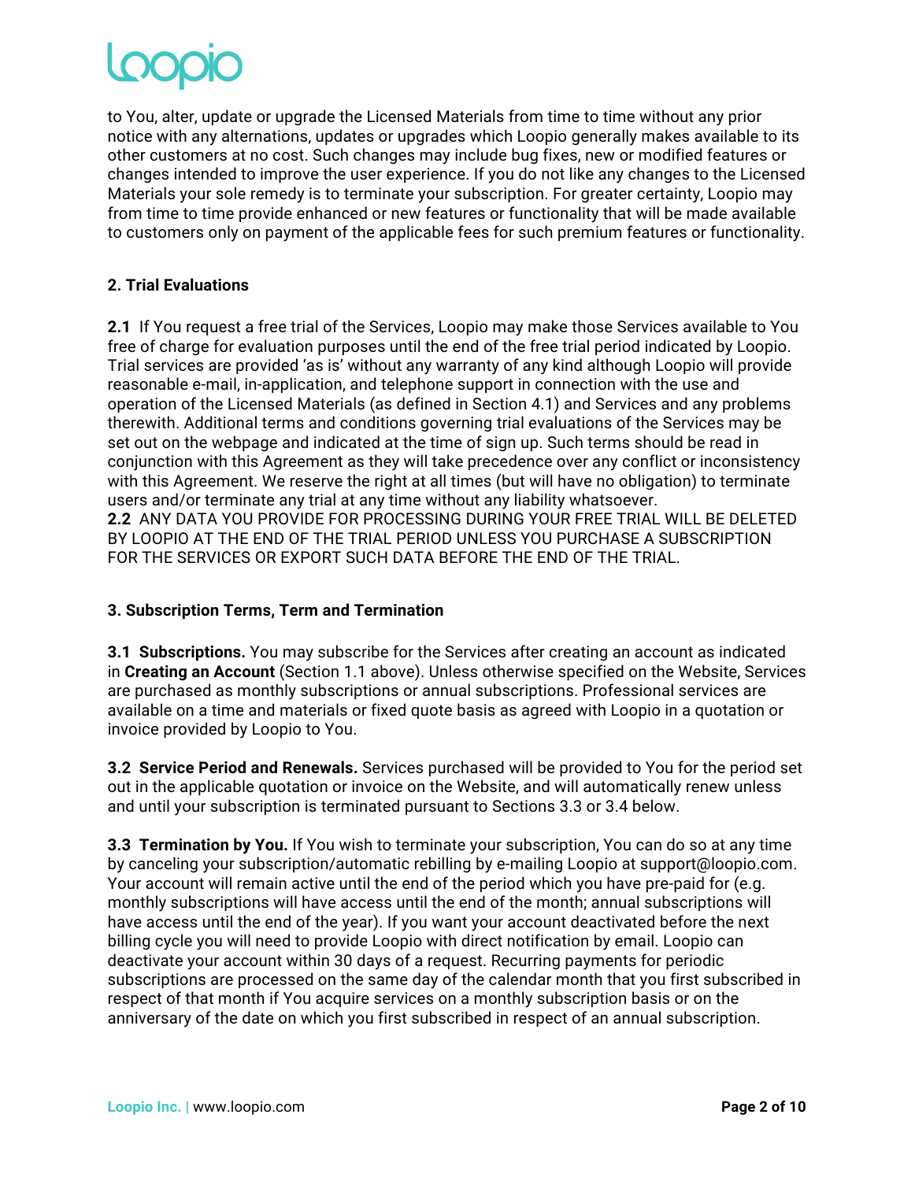to You, alter, update or upgrade the Licensed Materials from time to time without any prior notice with any alternations, updates or upgrades which Loopio generally makes available to its other customers at no cost. Such changes may include bug fixes, new or modified features or changes intended to improve the user experience. If you do not like any changes to the Licensed Materials your sole remedy is to terminate your subscription. For greater certainty, Loopio may from time to time provide enhanced or new features or functionality that will be made available to customers only on payment of the applicable fees for such premium features or functionality.

### 2. Trial Evaluations

**2.1** If You request a free trial of the Services, Loopio may make those Services available to You free of charge for evaluation purposes until the end of the free trial period indicated by Loopio. Trial services are provided 'as is' without any warranty of any kind although Loopio will provide reasonable e-mail, in-application, and telephone support in connection with the use and operation of the Licensed Materials (as defined in Section 4.1) and Services and any problems therewith. Additional terms and conditions governing trial evaluations of the Services may be set out on the webpage and indicated at the time of sign up. Such terms should be read in conjunction with this Agreement as they will take precedence over any conflict or inconsistency with this Agreement. We reserve the right at all times (but will have no obligation) to terminate users and/or terminate any trial at any time without any liability whatsoever.

**2.2** ANY DATA YOU PROVIDE FOR PROCESSING DURING YOUR FREE TRIAL WILL BE DELETED BY LOOPIO AT THE END OF THE TRIAL PERIOD UNLESS YOU PURCHASE A SUBSCRIPTION FOR THE SERVICES OR EXPORT SUCH DATA BEFORE THE END OF THE TRIAL.

### 3. Subscription Terms, Term and Termination

**3.1 Subscriptions.** You may subscribe for the Services after creating an account as indicated in **Creating an Account** (Section 1.1 above). Unless otherwise specified on the Website, Services are purchased as monthly subscriptions or annual subscriptions. Professional services are available on a time and materials or fixed quote basis as agreed with Loopio in a quotation or invoice provided by Loopio to You.

**3.2 Service Period and Renewals.** Services purchased will be provided to You for the period set out in the applicable quotation or invoice on the Website, and will automatically renew unless and until your subscription is terminated pursuant to Sections 3.3 or 3.4 below.

**3.3 Termination by You.** If You wish to terminate your subscription, You can do so at any time by canceling your subscription/automatic rebilling by e-mailing Loopio at support@loopio.com. Your account will remain active until the end of the period which you have pre-paid for (e.g. monthly subscriptions will have access until the end of the month; annual subscriptions will have access until the end of the year). If you want your account deactivated before the next billing cycle you will need to provide Loopio with direct notification by email. Loopio can deactivate your account within 30 days of a request. Recurring payments for periodic subscriptions are processed on the same day of the calendar month that you first subscribed in respect of that month if You acquire services on a monthly subscription basis or on the anniversary of the date on which you first subscribed in respect of an annual subscription.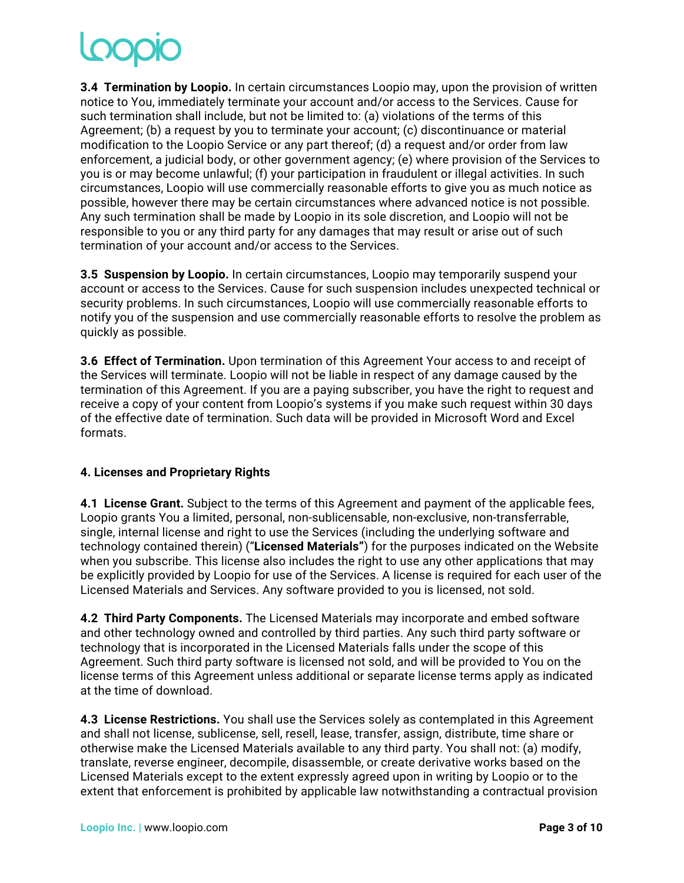**3.4 Termination by Loopio.** In certain circumstances Loopio may, upon the provision of written notice to You, immediately terminate your account and/or access to the Services. Cause for such termination shall include, but not be limited to: (a) violations of the terms of this Agreement; (b) a request by you to terminate your account; (c) discontinuance or material modification to the Loopio Service or any part thereof; (d) a request and/or order from law enforcement, a judicial body, or other government agency; (e) where provision of the Services to you is or may become unlawful; (f) your participation in fraudulent or illegal activities. In such circumstances, Loopio will use commercially reasonable efforts to give you as much notice as possible, however there may be certain circumstances where advanced notice is not possible. Any such termination shall be made by Loopio in its sole discretion, and Loopio will not be responsible to you or any third party for any damages that may result or arise out of such termination of your account and/or access to the Services.

**3.5 Suspension by Loopio.** In certain circumstances, Loopio may temporarily suspend your account or access to the Services. Cause for such suspension includes unexpected technical or security problems. In such circumstances, Loopio will use commercially reasonable efforts to notify you of the suspension and use commercially reasonable efforts to resolve the problem as quickly as possible.

**3.6 Effect of Termination.** Upon termination of this Agreement Your access to and receipt of the Services will terminate. Loopio will not be liable in respect of any damage caused by the termination of this Agreement. If you are a paying subscriber, you have the right to request and receive a copy of your content from Loopio's systems if you make such request within 30 days of the effective date of termination. Such data will be provided in Microsoft Word and Excel formats.

#### 4. Licenses and Proprietary Rights

**4.1 License Grant.** Subject to the terms of this Agreement and payment of the applicable fees, Loopio grants You a limited, personal, non-sublicensable, non-exclusive, non-transferrable, single, internal license and right to use the Services (including the underlying software and technology contained therein) ("**Licensed Materials"**) for the purposes indicated on the Website when you subscribe. This license also includes the right to use any other applications that may be explicitly provided by Loopio for use of the Services. A license is required for each user of the Licensed Materials and Services. Any software provided to you is licensed, not sold.

**4.2 Third Party Components.** The Licensed Materials may incorporate and embed software and other technology owned and controlled by third parties. Any such third party software or technology that is incorporated in the Licensed Materials falls under the scope of this Agreement. Such third party software is licensed not sold, and will be provided to You on the license terms of this Agreement unless additional or separate license terms apply as indicated at the time of download.

**4.3 License Restrictions.** You shall use the Services solely as contemplated in this Agreement and shall not license, sublicense, sell, resell, lease, transfer, assign, distribute, time share or otherwise make the Licensed Materials available to any third party. You shall not: (a) modify, translate, reverse engineer, decompile, disassemble, or create derivative works based on the Licensed Materials except to the extent expressly agreed upon in writing by Loopio or to the extent that enforcement is prohibited by applicable law notwithstanding a contractual provision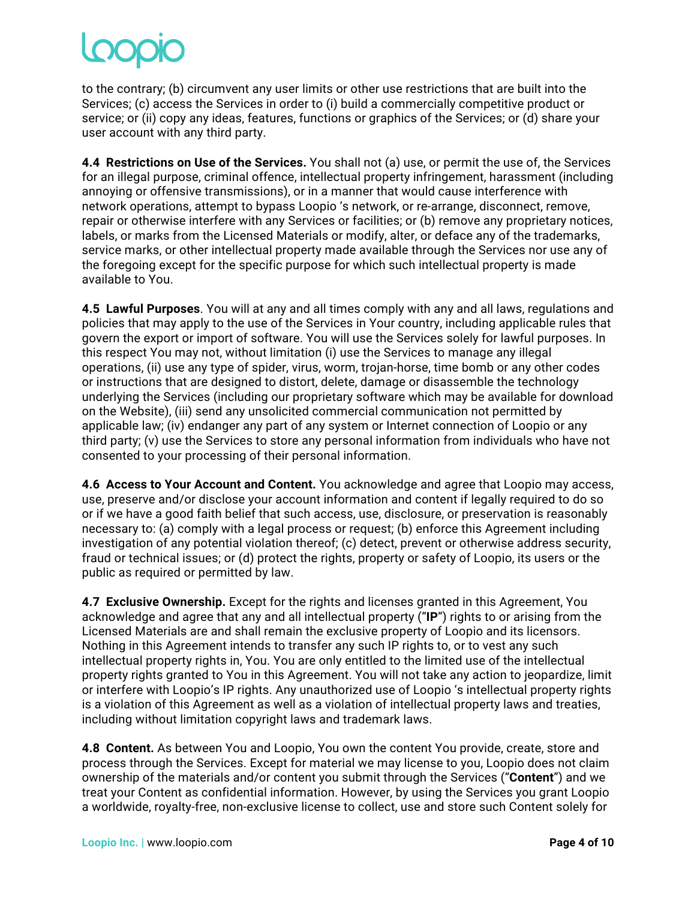to the contrary; (b) circumvent any user limits or other use restrictions that are built into the Services; (c) access the Services in order to (i) build a commercially competitive product or service; or (ii) copy any ideas, features, functions or graphics of the Services; or (d) share your user account with any third party.

**4.4 Restrictions on Use of the Services.** You shall not (a) use, or permit the use of, the Services for an illegal purpose, criminal offence, intellectual property infringement, harassment (including annoying or offensive transmissions), or in a manner that would cause interference with network operations, attempt to bypass Loopio 's network, or re-arrange, disconnect, remove, repair or otherwise interfere with any Services or facilities; or (b) remove any proprietary notices, labels, or marks from the Licensed Materials or modify, alter, or deface any of the trademarks, service marks, or other intellectual property made available through the Services nor use any of the foregoing except for the specific purpose for which such intellectual property is made available to You.

**4.5 Lawful Purposes**. You will at any and all times comply with any and all laws, regulations and policies that may apply to the use of the Services in Your country, including applicable rules that govern the export or import of software. You will use the Services solely for lawful purposes. In this respect You may not, without limitation (i) use the Services to manage any illegal operations, (ii) use any type of spider, virus, worm, trojan-horse, time bomb or any other codes or instructions that are designed to distort, delete, damage or disassemble the technology underlying the Services (including our proprietary software which may be available for download on the Website), (iii) send any unsolicited commercial communication not permitted by applicable law; (iv) endanger any part of any system or Internet connection of Loopio or any third party; (v) use the Services to store any personal information from individuals who have not consented to your processing of their personal information.

**4.6 Access to Your Account and Content.** You acknowledge and agree that Loopio may access, use, preserve and/or disclose your account information and content if legally required to do so or if we have a good faith belief that such access, use, disclosure, or preservation is reasonably necessary to: (a) comply with a legal process or request; (b) enforce this Agreement including investigation of any potential violation thereof; (c) detect, prevent or otherwise address security, fraud or technical issues; or (d) protect the rights, property or safety of Loopio, its users or the public as required or permitted by law.

**4.7 Exclusive Ownership.** Except for the rights and licenses granted in this Agreement, You acknowledge and agree that any and all intellectual property ("**IP**") rights to or arising from the Licensed Materials are and shall remain the exclusive property of Loopio and its licensors. Nothing in this Agreement intends to transfer any such IP rights to, or to vest any such intellectual property rights in, You. You are only entitled to the limited use of the intellectual property rights granted to You in this Agreement. You will not take any action to jeopardize, limit or interfere with Loopio's IP rights. Any unauthorized use of Loopio 's intellectual property rights is a violation of this Agreement as well as a violation of intellectual property laws and treaties, including without limitation copyright laws and trademark laws.

**4.8 Content.** As between You and Loopio, You own the content You provide, create, store and process through the Services. Except for material we may license to you, Loopio does not claim ownership of the materials and/or content you submit through the Services ("**Content**") and we treat your Content as confidential information. However, by using the Services you grant Loopio a worldwide, royalty-free, non-exclusive license to collect, use and store such Content solely for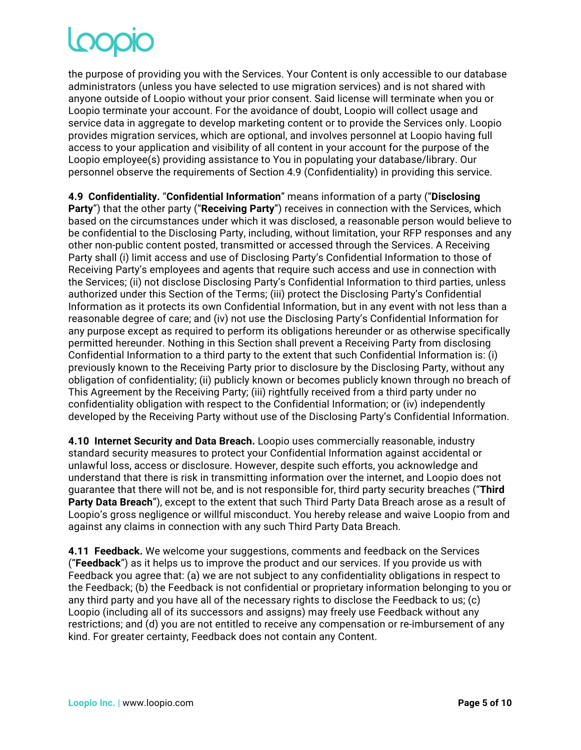the purpose of providing you with the Services. Your Content is only accessible to our database administrators (unless you have selected to use migration services) and is not shared with anyone outside of Loopio without your prior consent. Said license will terminate when you or Loopio terminate your account. For the avoidance of doubt, Loopio will collect usage and service data in aggregate to develop marketing content or to provide the Services only. Loopio provides migration services, which are optional, and involves personnel at Loopio having full access to your application and visibility of all content in your account for the purpose of the Loopio employee(s) providing assistance to You in populating your database/library. Our personnel observe the requirements of Section 4.9 (Confidentiality) in providing this service.

**4.9 Confidentiality.** "**Confidential Information**" means information of a party ("**Disclosing Party**") that the other party ("**Receiving Party**") receives in connection with the Services, which based on the circumstances under which it was disclosed, a reasonable person would believe to be confidential to the Disclosing Party, including, without limitation, your RFP responses and any other non-public content posted, transmitted or accessed through the Services. A Receiving Party shall (i) limit access and use of Disclosing Party's Confidential Information to those of Receiving Party's employees and agents that require such access and use in connection with the Services; (ii) not disclose Disclosing Party's Confidential Information to third parties, unless authorized under this Section of the Terms; (iii) protect the Disclosing Party's Confidential Information as it protects its own Confidential Information, but in any event with not less than a reasonable degree of care; and (iv) not use the Disclosing Party's Confidential Information for any purpose except as required to perform its obligations hereunder or as otherwise specifically permitted hereunder. Nothing in this Section shall prevent a Receiving Party from disclosing Confidential Information to a third party to the extent that such Confidential Information is: (i) previously known to the Receiving Party prior to disclosure by the Disclosing Party, without any obligation of confidentiality; (ii) publicly known or becomes publicly known through no breach of This Agreement by the Receiving Party; (iii) rightfully received from a third party under no confidentiality obligation with respect to the Confidential Information; or (iv) independently developed by the Receiving Party without use of the Disclosing Party's Confidential Information.

**4.10 Internet Security and Data Breach.** Loopio uses commercially reasonable, industry standard security measures to protect your Confidential Information against accidental or unlawful loss, access or disclosure. However, despite such efforts, you acknowledge and understand that there is risk in transmitting information over the internet, and Loopio does not guarantee that there will not be, and is not responsible for, third party security breaches ("**Third Party Data Breach**"), except to the extent that such Third Party Data Breach arose as a result of Loopio's gross negligence or willful misconduct. You hereby release and waive Loopio from and against any claims in connection with any such Third Party Data Breach.

**4.11 Feedback.** We welcome your suggestions, comments and feedback on the Services ("**Feedback**") as it helps us to improve the product and our services. If you provide us with Feedback you agree that: (a) we are not subject to any confidentiality obligations in respect to the Feedback; (b) the Feedback is not confidential or proprietary information belonging to you or any third party and you have all of the necessary rights to disclose the Feedback to us; (c) Loopio (including all of its successors and assigns) may freely use Feedback without any restrictions; and (d) you are not entitled to receive any compensation or re-imbursement of any kind. For greater certainty, Feedback does not contain any Content.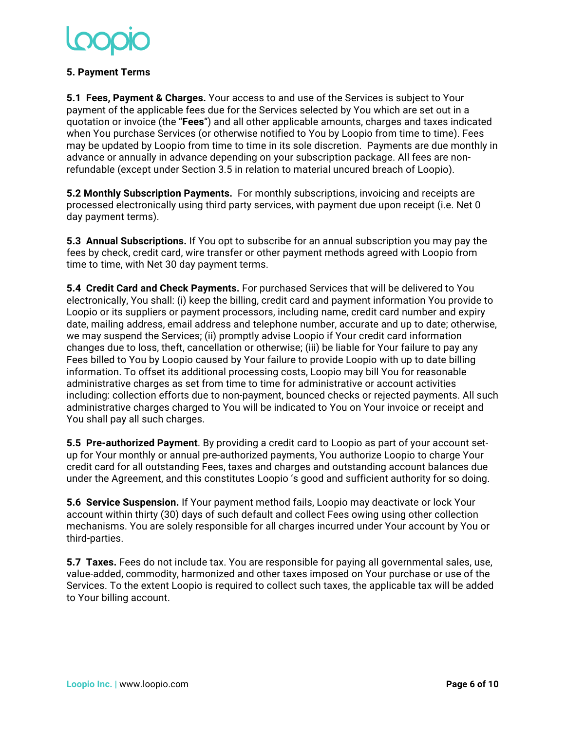## 5. Payment Terms

**5.1 Fees, Payment & Charges.** Your access to and use of the Services is subject to Your payment of the applicable fees due for the Services selected by You which are set out in a quotation or invoice (the "**Fees**") and all other applicable amounts, charges and taxes indicated when You purchase Services (or otherwise notified to You by Loopio from time to time). Fees may be updated by Loopio from time to time in its sole discretion. Payments are due monthly in advance or annually in advance depending on your subscription package. All fees are non-refundable (except under Section 3.5 in relation to material uncured breach of Loopio).

**5.2 Monthly Subscription Payments.** For monthly subscriptions, invoicing and receipts are processed electronically using third party services, with payment due upon receipt (i.e. Net 0 day payment terms).

**5.3 Annual Subscriptions.** If You opt to subscribe for an annual subscription you may pay the fees by check, credit card, wire transfer or other payment methods agreed with Loopio from time to time, with Net 30 day payment terms.

**5.4 Credit Card and Check Payments.** For purchased Services that will be delivered to You electronically, You shall: (i) keep the billing, credit card and payment information You provide to Loopio or its suppliers or payment processors, including name, credit card number and expiry date, mailing address, email address and telephone number, accurate and up to date; otherwise, we may suspend the Services; (ii) promptly advise Loopio if Your credit card information changes due to loss, theft, cancellation or otherwise; (iii) be liable for Your failure to pay any Fees billed to You by Loopio caused by Your failure to provide Loopio with up to date billing information. To offset its additional processing costs, Loopio may bill You for reasonable administrative charges as set from time to time for administrative or account activities including: collection efforts due to non-payment, bounced checks or rejected payments. All such administrative charges charged to You will be indicated to You on Your invoice or receipt and You shall pay all such charges.

**5.5 Pre-authorized Payment**. By providing a credit card to Loopio as part of your account set-up for Your monthly or annual pre-authorized payments, You authorize Loopio to charge Your credit card for all outstanding Fees, taxes and charges and outstanding account balances due under the Agreement, and this constitutes Loopio 's good and sufficient authority for so doing.

**5.6 Service Suspension.** If Your payment method fails, Loopio may deactivate or lock Your account within thirty (30) days of such default and collect Fees owing using other collection mechanisms. You are solely responsible for all charges incurred under Your account by You or third-parties.

**5.7 Taxes.** Fees do not include tax. You are responsible for paying all governmental sales, use, value-added, commodity, harmonized and other taxes imposed on Your purchase or use of the Services. To the extent Loopio is required to collect such taxes, the applicable tax will be added to Your billing account.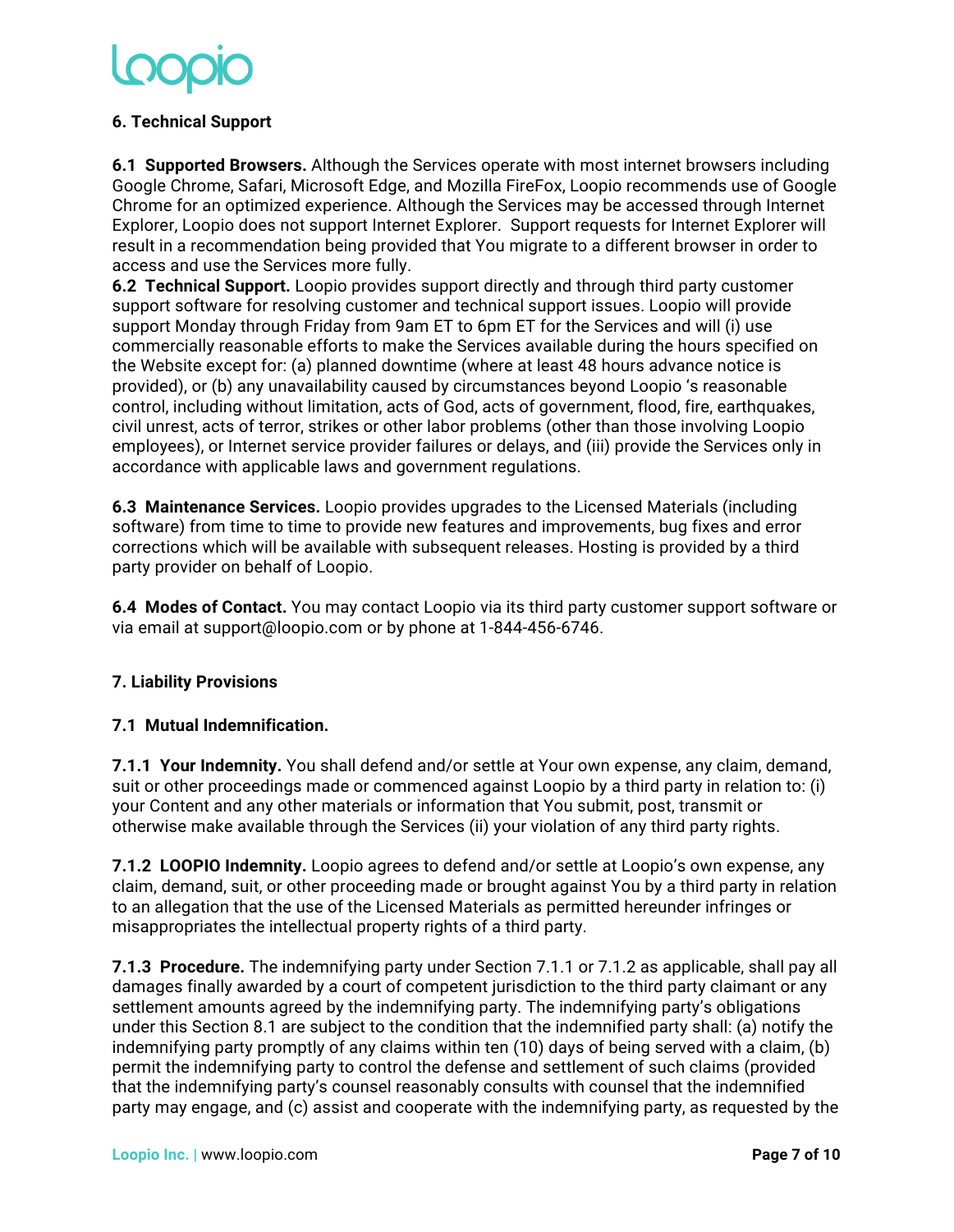## 6. Technical Support

**6.1 Supported Browsers.** Although the Services operate with most internet browsers including Google Chrome, Safari, Microsoft Edge, and Mozilla FireFox, Loopio recommends use of Google Chrome for an optimized experience. Although the Services may be accessed through Internet Explorer, Loopio does not support Internet Explorer. Support requests for Internet Explorer will result in a recommendation being provided that You migrate to a different browser in order to access and use the Services more fully.

**6.2 Technical Support.** Loopio provides support directly and through third party customer support software for resolving customer and technical support issues. Loopio will provide support Monday through Friday from 9am ET to 6pm ET for the Services and will (i) use commercially reasonable efforts to make the Services available during the hours specified on the Website except for: (a) planned downtime (where at least 48 hours advance notice is provided), or (b) any unavailability caused by circumstances beyond Loopio 's reasonable control, including without limitation, acts of God, acts of government, flood, fire, earthquakes, civil unrest, acts of terror, strikes or other labor problems (other than those involving Loopio employees), or Internet service provider failures or delays, and (iii) provide the Services only in accordance with applicable laws and government regulations.

**6.3 Maintenance Services.** Loopio provides upgrades to the Licensed Materials (including software) from time to time to provide new features and improvements, bug fixes and error corrections which will be available with subsequent releases. Hosting is provided by a third party provider on behalf of Loopio.

**6.4 Modes of Contact.** You may contact Loopio via its third party customer support software or via email at support@loopio.com or by phone at 1-844-456-6746.

## 7. Liability Provisions

### 7.1 Mutual Indemnification.

**7.1.1 Your Indemnity.** You shall defend and/or settle at Your own expense, any claim, demand, suit or other proceedings made or commenced against Loopio by a third party in relation to: (i) your Content and any other materials or information that You submit, post, transmit or otherwise make available through the Services (ii) your violation of any third party rights.

**7.1.2 LOOPIO Indemnity.** Loopio agrees to defend and/or settle at Loopio's own expense, any claim, demand, suit, or other proceeding made or brought against You by a third party in relation to an allegation that the use of the Licensed Materials as permitted hereunder infringes or misappropriates the intellectual property rights of a third party.

**7.1.3 Procedure.** The indemnifying party under Section 7.1.1 or 7.1.2 as applicable, shall pay all damages finally awarded by a court of competent jurisdiction to the third party claimant or any settlement amounts agreed by the indemnifying party. The indemnifying party's obligations under this Section 8.1 are subject to the condition that the indemnified party shall: (a) notify the indemnifying party promptly of any claims within ten (10) days of being served with a claim, (b) permit the indemnifying party to control the defense and settlement of such claims (provided that the indemnifying party's counsel reasonably consults with counsel that the indemnified party may engage, and (c) assist and cooperate with the indemnifying party, as requested by the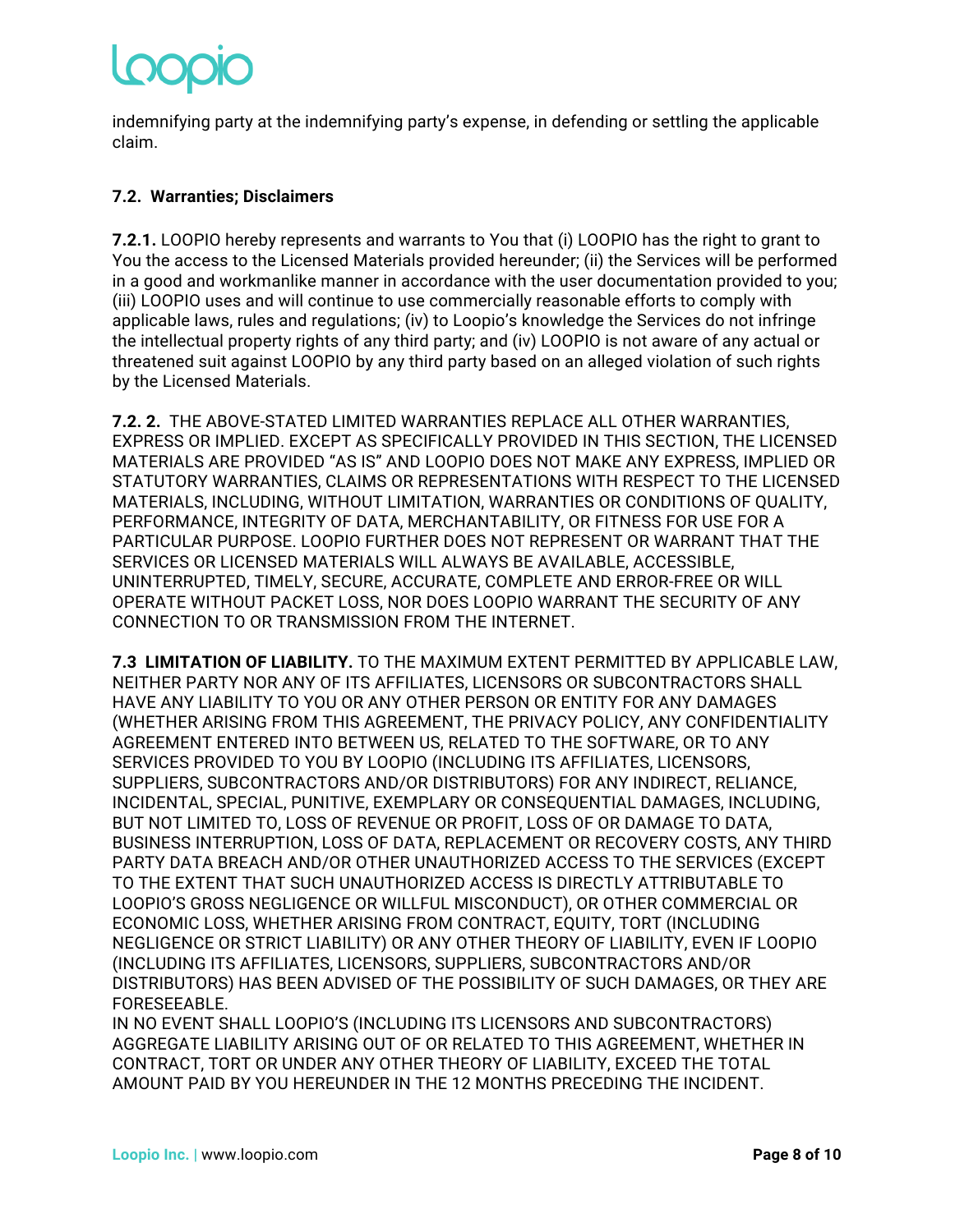indemnifying party at the indemnifying party's expense, in defending or settling the applicable claim.

### 7.2. Warranties; Disclaimers

**7.2.1.** LOOPIO hereby represents and warrants to You that (i) LOOPIO has the right to grant to You the access to the Licensed Materials provided hereunder; (ii) the Services will be performed in a good and workmanlike manner in accordance with the user documentation provided to you; (iii) LOOPIO uses and will continue to use commercially reasonable efforts to comply with applicable laws, rules and regulations; (iv) to Loopio's knowledge the Services do not infringe the intellectual property rights of any third party; and (iv) LOOPIO is not aware of any actual or threatened suit against LOOPIO by any third party based on an alleged violation of such rights by the Licensed Materials.

**7.2. 2.** THE ABOVE-STATED LIMITED WARRANTIES REPLACE ALL OTHER WARRANTIES, EXPRESS OR IMPLIED. EXCEPT AS SPECIFICALLY PROVIDED IN THIS SECTION, THE LICENSED MATERIALS ARE PROVIDED "AS IS" AND LOOPIO DOES NOT MAKE ANY EXPRESS, IMPLIED OR STATUTORY WARRANTIES, CLAIMS OR REPRESENTATIONS WITH RESPECT TO THE LICENSED MATERIALS, INCLUDING, WITHOUT LIMITATION, WARRANTIES OR CONDITIONS OF QUALITY, PERFORMANCE, INTEGRITY OF DATA, MERCHANTABILITY, OR FITNESS FOR USE FOR A PARTICULAR PURPOSE. LOOPIO FURTHER DOES NOT REPRESENT OR WARRANT THAT THE SERVICES OR LICENSED MATERIALS WILL ALWAYS BE AVAILABLE, ACCESSIBLE, UNINTERRUPTED, TIMELY, SECURE, ACCURATE, COMPLETE AND ERROR-FREE OR WILL OPERATE WITHOUT PACKET LOSS, NOR DOES LOOPIO WARRANT THE SECURITY OF ANY CONNECTION TO OR TRANSMISSION FROM THE INTERNET.

**7.3 LIMITATION OF LIABILITY.** TO THE MAXIMUM EXTENT PERMITTED BY APPLICABLE LAW, NEITHER PARTY NOR ANY OF ITS AFFILIATES, LICENSORS OR SUBCONTRACTORS SHALL HAVE ANY LIABILITY TO YOU OR ANY OTHER PERSON OR ENTITY FOR ANY DAMAGES (WHETHER ARISING FROM THIS AGREEMENT, THE PRIVACY POLICY, ANY CONFIDENTIALITY AGREEMENT ENTERED INTO BETWEEN US, RELATED TO THE SOFTWARE, OR TO ANY SERVICES PROVIDED TO YOU BY LOOPIO (INCLUDING ITS AFFILIATES, LICENSORS, SUPPLIERS, SUBCONTRACTORS AND/OR DISTRIBUTORS) FOR ANY INDIRECT, RELIANCE, INCIDENTAL, SPECIAL, PUNITIVE, EXEMPLARY OR CONSEQUENTIAL DAMAGES, INCLUDING, BUT NOT LIMITED TO, LOSS OF REVENUE OR PROFIT, LOSS OF OR DAMAGE TO DATA, BUSINESS INTERRUPTION, LOSS OF DATA, REPLACEMENT OR RECOVERY COSTS, ANY THIRD PARTY DATA BREACH AND/OR OTHER UNAUTHORIZED ACCESS TO THE SERVICES (EXCEPT TO THE EXTENT THAT SUCH UNAUTHORIZED ACCESS IS DIRECTLY ATTRIBUTABLE TO LOOPIO'S GROSS NEGLIGENCE OR WILLFUL MISCONDUCT), OR OTHER COMMERCIAL OR ECONOMIC LOSS, WHETHER ARISING FROM CONTRACT, EQUITY, TORT (INCLUDING NEGLIGENCE OR STRICT LIABILITY) OR ANY OTHER THEORY OF LIABILITY, EVEN IF LOOPIO (INCLUDING ITS AFFILIATES, LICENSORS, SUPPLIERS, SUBCONTRACTORS AND/OR DISTRIBUTORS) HAS BEEN ADVISED OF THE POSSIBILITY OF SUCH DAMAGES, OR THEY ARE FORESEEABLE.

IN NO EVENT SHALL LOOPIO'S (INCLUDING ITS LICENSORS AND SUBCONTRACTORS) AGGREGATE LIABILITY ARISING OUT OF OR RELATED TO THIS AGREEMENT, WHETHER IN CONTRACT, TORT OR UNDER ANY OTHER THEORY OF LIABILITY, EXCEED THE TOTAL AMOUNT PAID BY YOU HEREUNDER IN THE 12 MONTHS PRECEDING THE INCIDENT.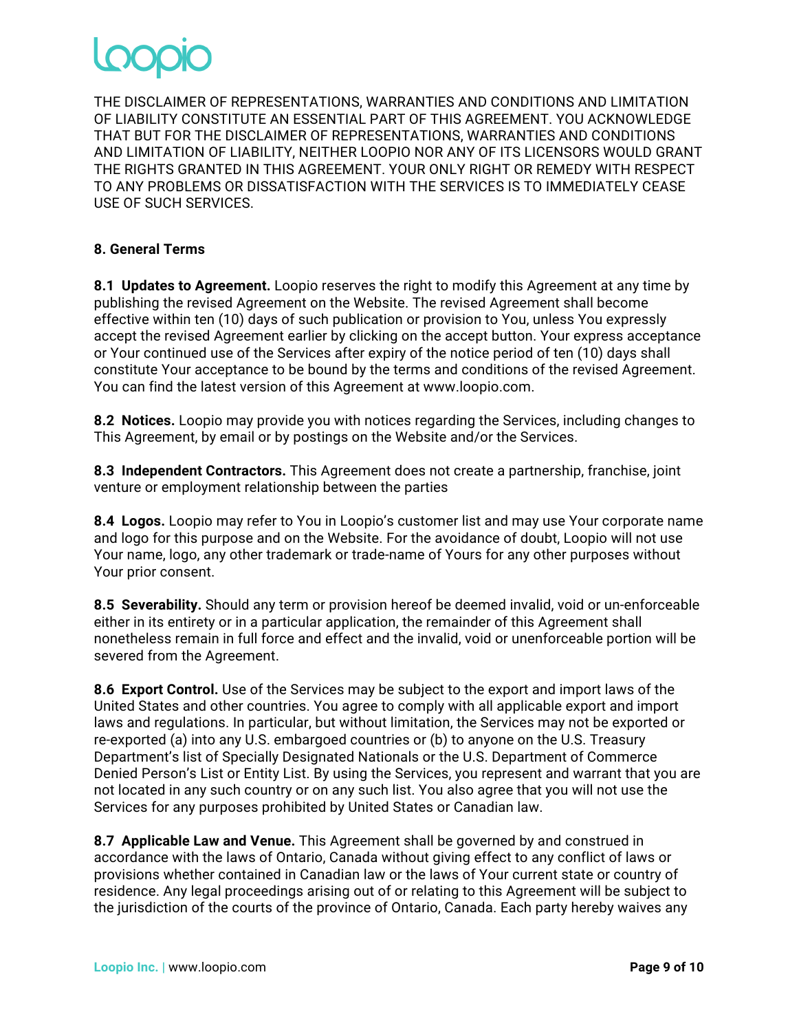THE DISCLAIMER OF REPRESENTATIONS, WARRANTIES AND CONDITIONS AND LIMITATION OF LIABILITY CONSTITUTE AN ESSENTIAL PART OF THIS AGREEMENT. YOU ACKNOWLEDGE THAT BUT FOR THE DISCLAIMER OF REPRESENTATIONS, WARRANTIES AND CONDITIONS AND LIMITATION OF LIABILITY, NEITHER LOOPIO NOR ANY OF ITS LICENSORS WOULD GRANT THE RIGHTS GRANTED IN THIS AGREEMENT. YOUR ONLY RIGHT OR REMEDY WITH RESPECT TO ANY PROBLEMS OR DISSATISFACTION WITH THE SERVICES IS TO IMMEDIATELY CEASE USE OF SUCH SERVICES.

## 8. General Terms

**8.1 Updates to Agreement.** Loopio reserves the right to modify this Agreement at any time by publishing the revised Agreement on the Website. The revised Agreement shall become effective within ten (10) days of such publication or provision to You, unless You expressly accept the revised Agreement earlier by clicking on the accept button. Your express acceptance or Your continued use of the Services after expiry of the notice period of ten (10) days shall constitute Your acceptance to be bound by the terms and conditions of the revised Agreement. You can find the latest version of this Agreement at www.loopio.com.

**8.2 Notices.** Loopio may provide you with notices regarding the Services, including changes to This Agreement, by email or by postings on the Website and/or the Services.

**8.3 Independent Contractors.** This Agreement does not create a partnership, franchise, joint venture or employment relationship between the parties

**8.4 Logos.** Loopio may refer to You in Loopio's customer list and may use Your corporate name and logo for this purpose and on the Website. For the avoidance of doubt, Loopio will not use Your name, logo, any other trademark or trade-name of Yours for any other purposes without Your prior consent.

**8.5 Severability.** Should any term or provision hereof be deemed invalid, void or un-enforceable either in its entirety or in a particular application, the remainder of this Agreement shall nonetheless remain in full force and effect and the invalid, void or unenforceable portion will be severed from the Agreement.

**8.6 Export Control.** Use of the Services may be subject to the export and import laws of the United States and other countries. You agree to comply with all applicable export and import laws and regulations. In particular, but without limitation, the Services may not be exported or re-exported (a) into any U.S. embargoed countries or (b) to anyone on the U.S. Treasury Department's list of Specially Designated Nationals or the U.S. Department of Commerce Denied Person's List or Entity List. By using the Services, you represent and warrant that you are not located in any such country or on any such list. You also agree that you will not use the Services for any purposes prohibited by United States or Canadian law.

**8.7 Applicable Law and Venue.** This Agreement shall be governed by and construed in accordance with the laws of Ontario, Canada without giving effect to any conflict of laws or provisions whether contained in Canadian law or the laws of Your current state or country of residence. Any legal proceedings arising out of or relating to this Agreement will be subject to the jurisdiction of the courts of the province of Ontario, Canada. Each party hereby waives any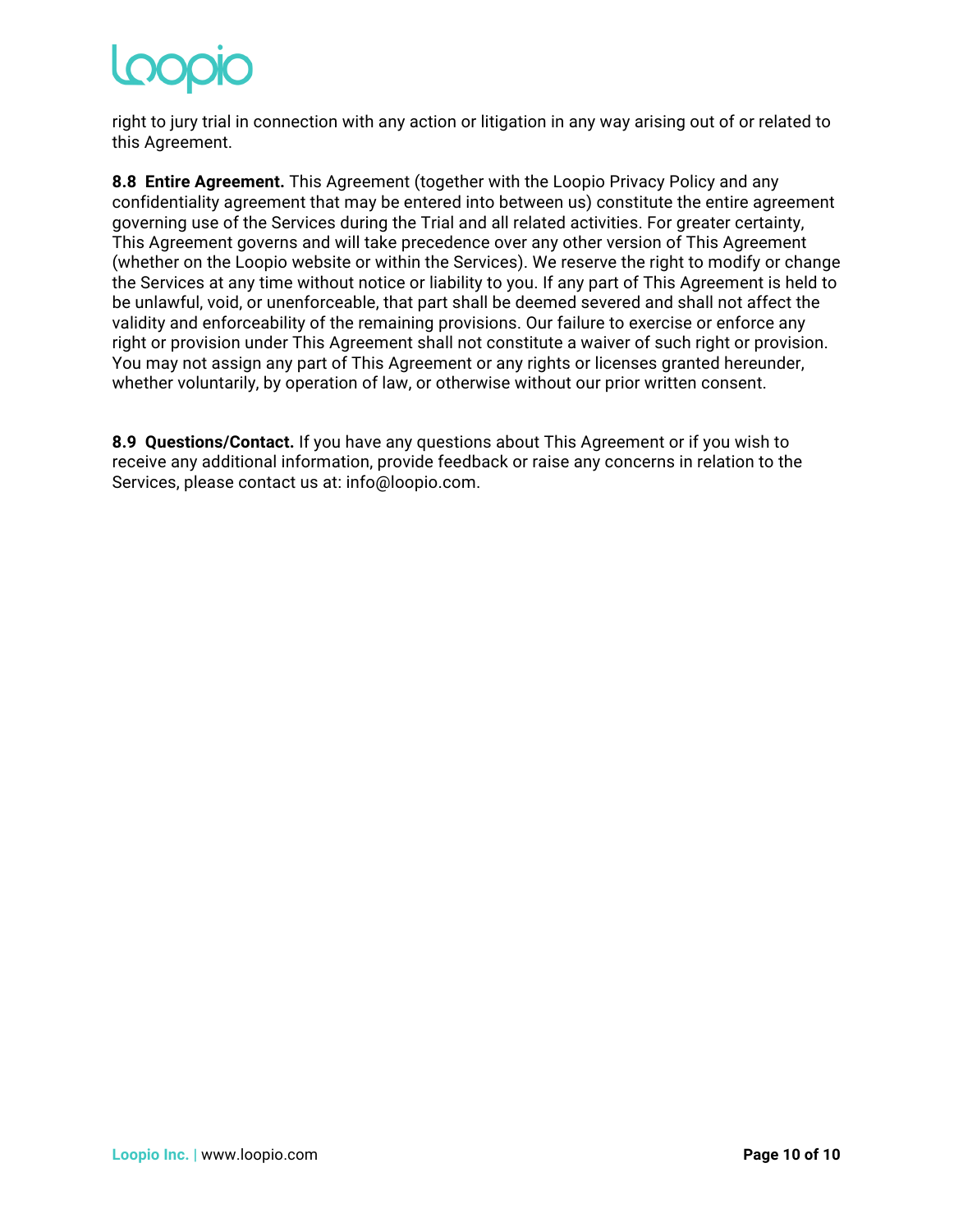right to jury trial in connection with any action or litigation in any way arising out of or related to this Agreement.

**8.8 Entire Agreement.** This Agreement (together with the Loopio Privacy Policy and any confidentiality agreement that may be entered into between us) constitute the entire agreement governing use of the Services during the Trial and all related activities. For greater certainty, This Agreement governs and will take precedence over any other version of This Agreement (whether on the Loopio website or within the Services). We reserve the right to modify or change the Services at any time without notice or liability to you. If any part of This Agreement is held to be unlawful, void, or unenforceable, that part shall be deemed severed and shall not affect the validity and enforceability of the remaining provisions. Our failure to exercise or enforce any right or provision under This Agreement shall not constitute a waiver of such right or provision. You may not assign any part of This Agreement or any rights or licenses granted hereunder, whether voluntarily, by operation of law, or otherwise without our prior written consent.

**8.9 Questions/Contact.** If you have any questions about This Agreement or if you wish to receive any additional information, provide feedback or raise any concerns in relation to the Services, please contact us at: info@loopio.com.